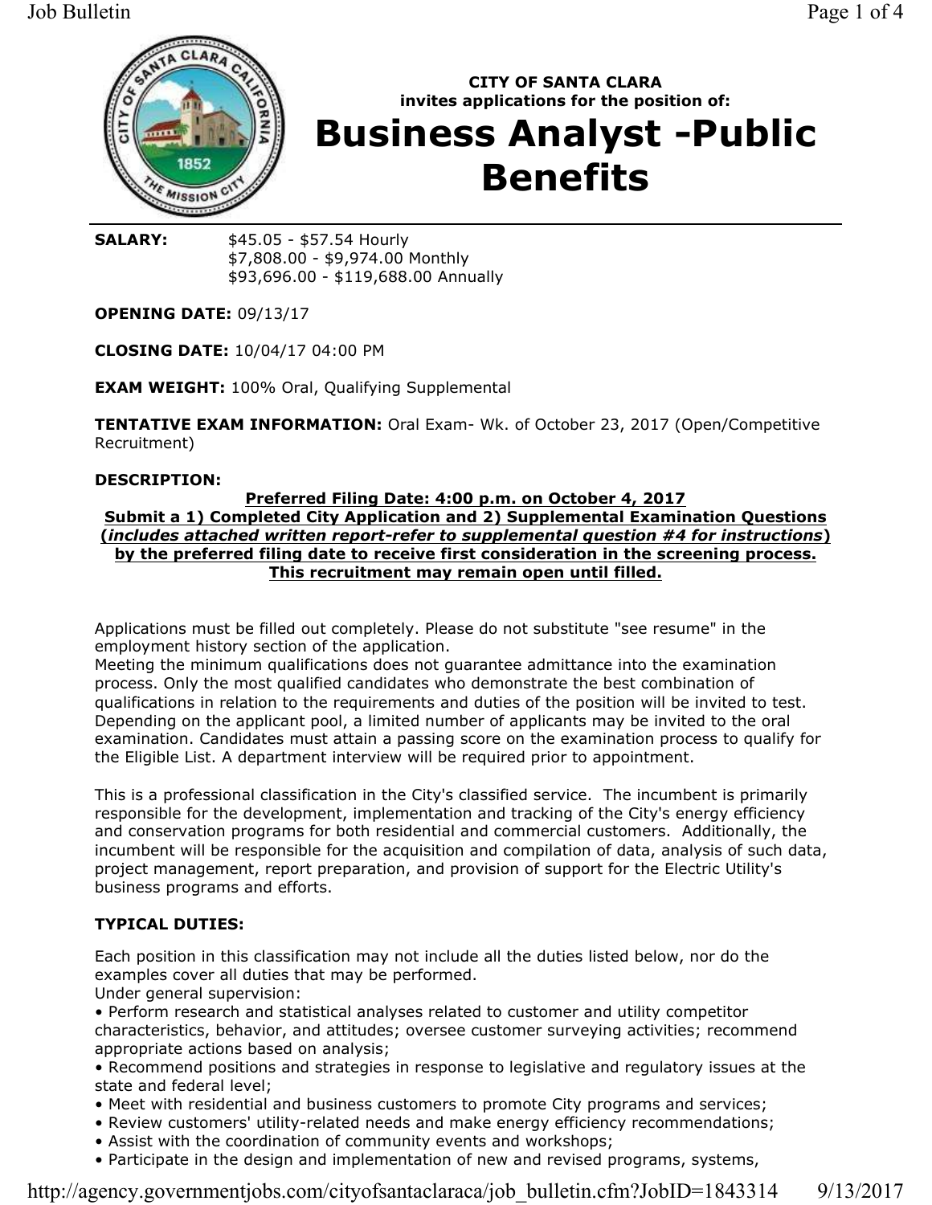**CITY OF SANTA CLARA**
**invites applications for the position of:**

# Business Analyst -Public Benefits

**SALARY:** $45.05 - $57.54 Hourly
$7,808.00 - $9,974.00 Monthly
$93,696.00 - $119,688.00 Annually

**OPENING DATE:** 09/13/17

**CLOSING DATE:** 10/04/17 04:00 PM

**EXAM WEIGHT:** 100% Oral, Qualifying Supplemental

**TENTATIVE EXAM INFORMATION:** Oral Exam- Wk. of October 23, 2017 (Open/Competitive Recruitment)

**DESCRIPTION:**

**Preferred Filing Date: 4:00 p.m. on October 4, 2017**
**Submit a 1) Completed City Application and 2) Supplemental Examination Questions (*includes attached written report-refer to supplemental question #4 for instructions*) by the preferred filing date to receive first consideration in the screening process. This recruitment may remain open until filled.**

Applications must be filled out completely. Please do not substitute "see resume" in the employment history section of the application.
Meeting the minimum qualifications does not guarantee admittance into the examination process. Only the most qualified candidates who demonstrate the best combination of qualifications in relation to the requirements and duties of the position will be invited to test. Depending on the applicant pool, a limited number of applicants may be invited to the oral examination. Candidates must attain a passing score on the examination process to qualify for the Eligible List. A department interview will be required prior to appointment.

This is a professional classification in the City's classified service. The incumbent is primarily responsible for the development, implementation and tracking of the City's energy efficiency and conservation programs for both residential and commercial customers. Additionally, the incumbent will be responsible for the acquisition and compilation of data, analysis of such data, project management, report preparation, and provision of support for the Electric Utility's business programs and efforts.

**TYPICAL DUTIES:**

Each position in this classification may not include all the duties listed below, nor do the examples cover all duties that may be performed.
Under general supervision:

- Perform research and statistical analyses related to customer and utility competitor characteristics, behavior, and attitudes; oversee customer surveying activities; recommend appropriate actions based on analysis;
- Recommend positions and strategies in response to legislative and regulatory issues at the state and federal level;
- Meet with residential and business customers to promote City programs and services;
- Review customers' utility-related needs and make energy efficiency recommendations;
- Assist with the coordination of community events and workshops;
- Participate in the design and implementation of new and revised programs, systems,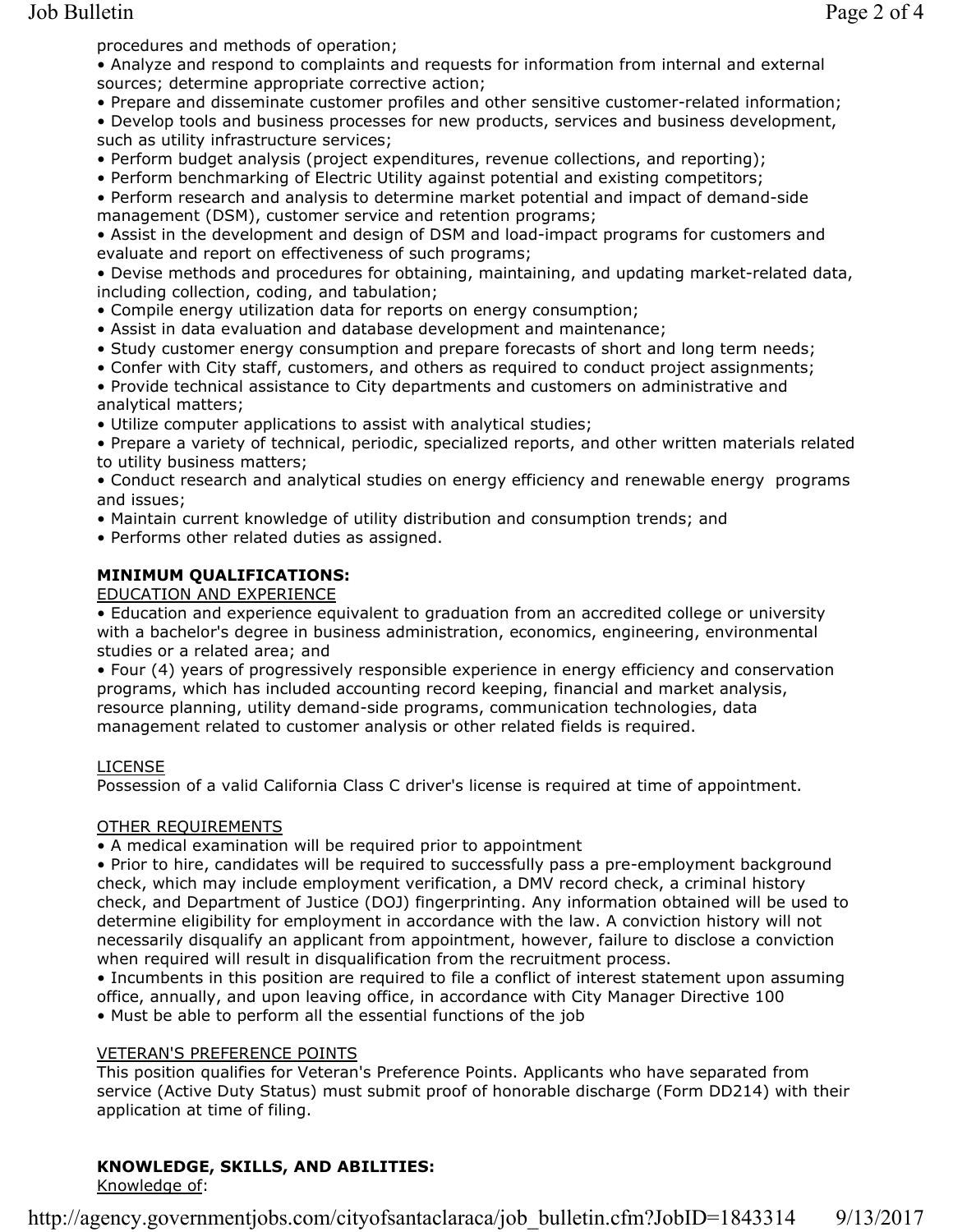procedures and methods of operation;

- Analyze and respond to complaints and requests for information from internal and external sources; determine appropriate corrective action;
- Prepare and disseminate customer profiles and other sensitive customer-related information;
- Develop tools and business processes for new products, services and business development, such as utility infrastructure services;
- Perform budget analysis (project expenditures, revenue collections, and reporting);
- Perform benchmarking of Electric Utility against potential and existing competitors;
- Perform research and analysis to determine market potential and impact of demand-side management (DSM), customer service and retention programs;
- Assist in the development and design of DSM and load-impact programs for customers and evaluate and report on effectiveness of such programs;
- Devise methods and procedures for obtaining, maintaining, and updating market-related data, including collection, coding, and tabulation;
- Compile energy utilization data for reports on energy consumption;
- Assist in data evaluation and database development and maintenance;
- Study customer energy consumption and prepare forecasts of short and long term needs;
- Confer with City staff, customers, and others as required to conduct project assignments;
- Provide technical assistance to City departments and customers on administrative and analytical matters;
- Utilize computer applications to assist with analytical studies;
- Prepare a variety of technical, periodic, specialized reports, and other written materials related to utility business matters;
- Conduct research and analytical studies on energy efficiency and renewable energy programs and issues;
- Maintain current knowledge of utility distribution and consumption trends; and
- Performs other related duties as assigned.

**MINIMUM QUALIFICATIONS:**

EDUCATION AND EXPERIENCE

- Education and experience equivalent to graduation from an accredited college or university with a bachelor's degree in business administration, economics, engineering, environmental studies or a related area; and
- Four (4) years of progressively responsible experience in energy efficiency and conservation programs, which has included accounting record keeping, financial and market analysis, resource planning, utility demand-side programs, communication technologies, data management related to customer analysis or other related fields is required.

LICENSE

Possession of a valid California Class C driver's license is required at time of appointment.

OTHER REQUIREMENTS

- A medical examination will be required prior to appointment
- Prior to hire, candidates will be required to successfully pass a pre-employment background check, which may include employment verification, a DMV record check, a criminal history check, and Department of Justice (DOJ) fingerprinting. Any information obtained will be used to determine eligibility for employment in accordance with the law. A conviction history will not necessarily disqualify an applicant from appointment, however, failure to disclose a conviction when required will result in disqualification from the recruitment process.
- Incumbents in this position are required to file a conflict of interest statement upon assuming office, annually, and upon leaving office, in accordance with City Manager Directive 100
- Must be able to perform all the essential functions of the job

VETERAN'S PREFERENCE POINTS

This position qualifies for Veteran's Preference Points. Applicants who have separated from service (Active Duty Status) must submit proof of honorable discharge (Form DD214) with their application at time of filing.

**KNOWLEDGE, SKILLS, AND ABILITIES:**

Knowledge of: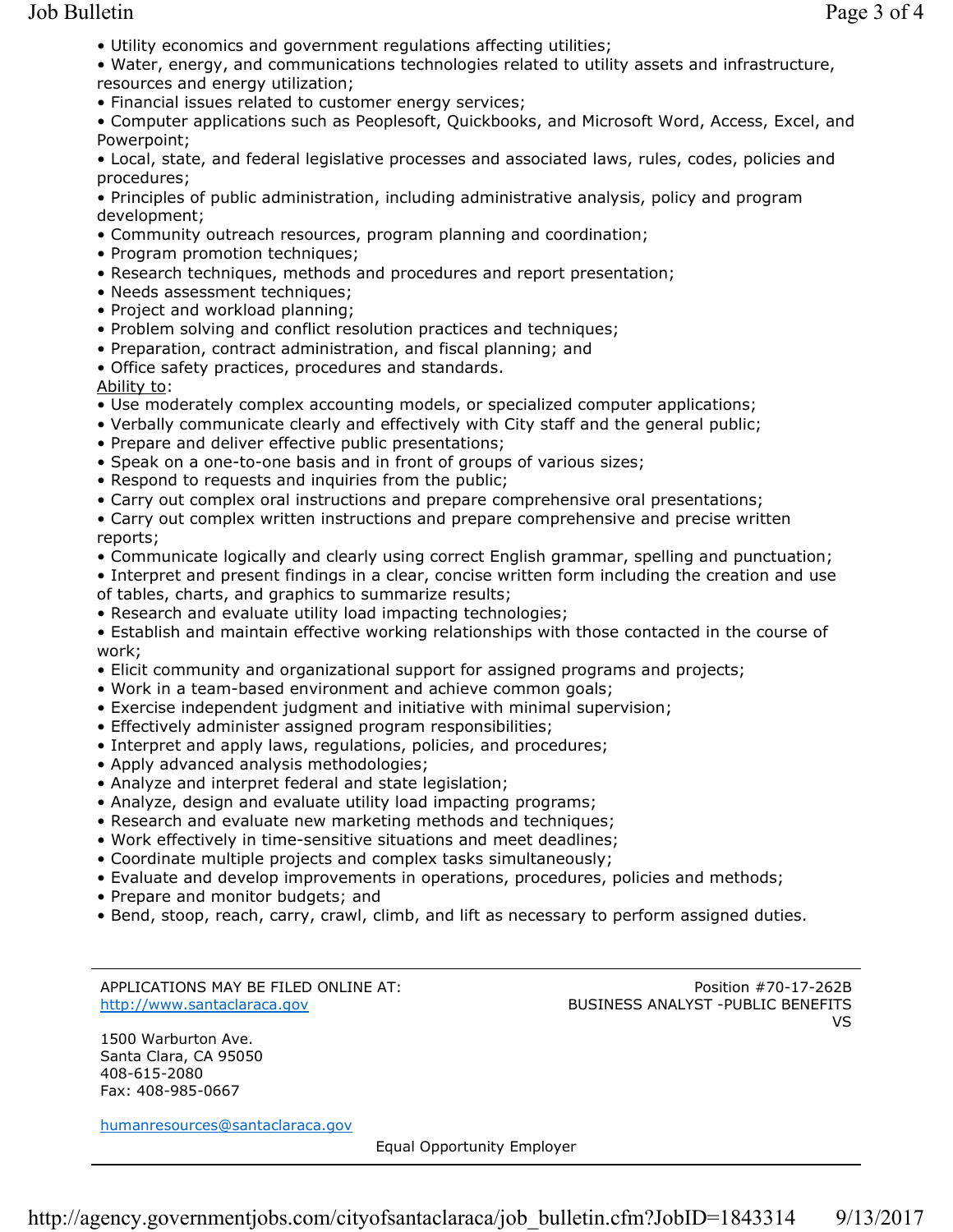- Utility economics and government regulations affecting utilities;
- Water, energy, and communications technologies related to utility assets and infrastructure, resources and energy utilization;
- Financial issues related to customer energy services;
- Computer applications such as Peoplesoft, Quickbooks, and Microsoft Word, Access, Excel, and Powerpoint;
- Local, state, and federal legislative processes and associated laws, rules, codes, policies and procedures;
- Principles of public administration, including administrative analysis, policy and program development;
- Community outreach resources, program planning and coordination;
- Program promotion techniques;
- Research techniques, methods and procedures and report presentation;
- Needs assessment techniques;
- Project and workload planning;
- Problem solving and conflict resolution practices and techniques;
- Preparation, contract administration, and fiscal planning; and
- Office safety practices, procedures and standards.

Ability to:

- Use moderately complex accounting models, or specialized computer applications;
- Verbally communicate clearly and effectively with City staff and the general public;
- Prepare and deliver effective public presentations;
- Speak on a one-to-one basis and in front of groups of various sizes;
- Respond to requests and inquiries from the public;
- Carry out complex oral instructions and prepare comprehensive oral presentations;
- Carry out complex written instructions and prepare comprehensive and precise written reports;
- Communicate logically and clearly using correct English grammar, spelling and punctuation;
- Interpret and present findings in a clear, concise written form including the creation and use of tables, charts, and graphics to summarize results;
- Research and evaluate utility load impacting technologies;
- Establish and maintain effective working relationships with those contacted in the course of work;
- Elicit community and organizational support for assigned programs and projects;
- Work in a team-based environment and achieve common goals;
- Exercise independent judgment and initiative with minimal supervision;
- Effectively administer assigned program responsibilities;
- Interpret and apply laws, regulations, policies, and procedures;
- Apply advanced analysis methodologies;
- Analyze and interpret federal and state legislation;
- Analyze, design and evaluate utility load impacting programs;
- Research and evaluate new marketing methods and techniques;
- Work effectively in time-sensitive situations and meet deadlines;
- Coordinate multiple projects and complex tasks simultaneously;
- Evaluate and develop improvements in operations, procedures, policies and methods;
- Prepare and monitor budgets; and
- Bend, stoop, reach, carry, crawl, climb, and lift as necessary to perform assigned duties.

---

APPLICATIONS MAY BE FILED ONLINE AT:
http://www.santaclaraca.gov

1500 Warburton Ave.
Santa Clara, CA 95050
408-615-2080
Fax: 408-985-0667

humanresources@santaclaraca.gov

Position #70-17-262B
BUSINESS ANALYST -PUBLIC BENEFITS
VS

Equal Opportunity Employer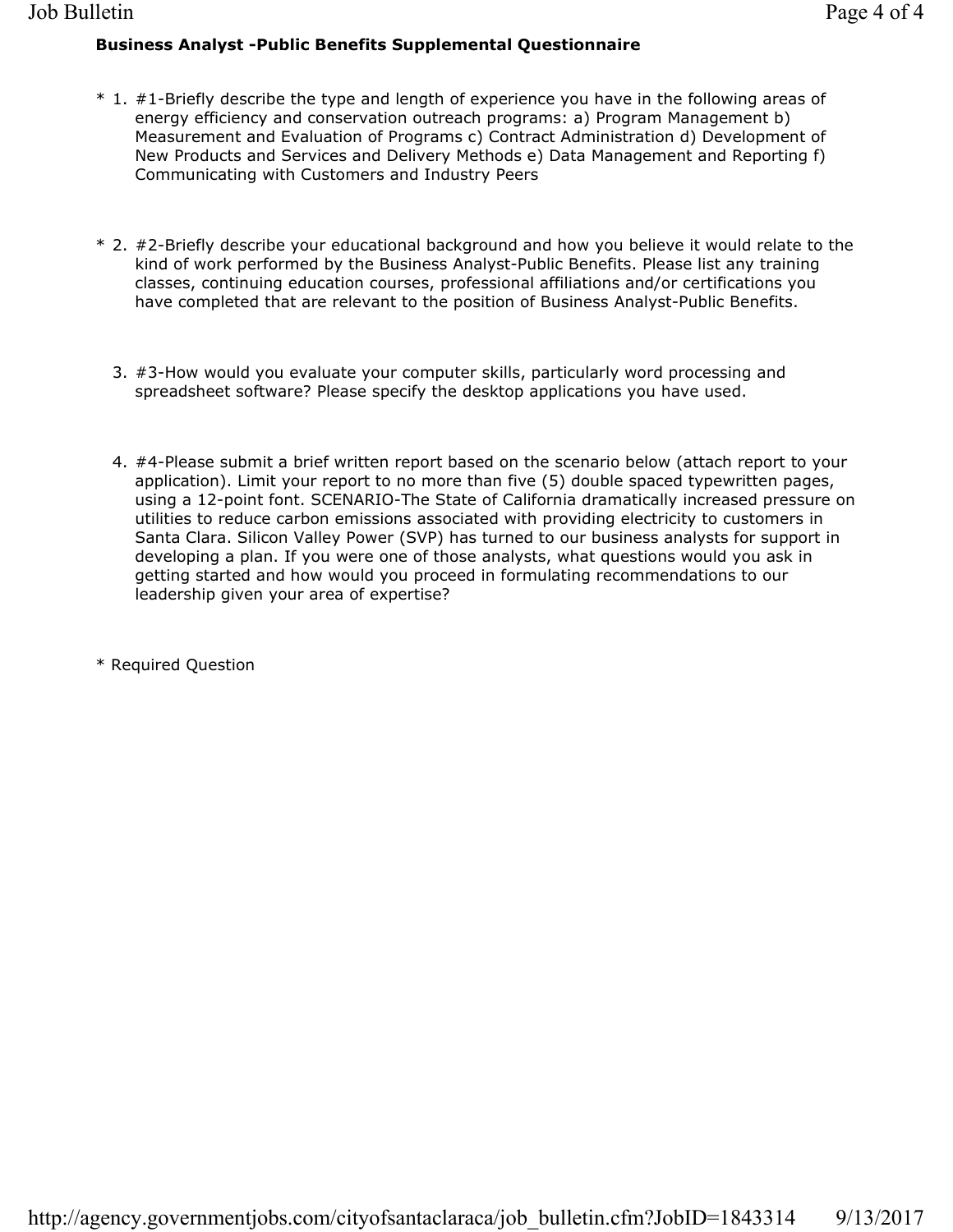**Business Analyst -Public Benefits Supplemental Questionnaire**

\* 1. #1-Briefly describe the type and length of experience you have in the following areas of energy efficiency and conservation outreach programs: a) Program Management b) Measurement and Evaluation of Programs c) Contract Administration d) Development of New Products and Services and Delivery Methods e) Data Management and Reporting f) Communicating with Customers and Industry Peers

\* 2. #2-Briefly describe your educational background and how you believe it would relate to the kind of work performed by the Business Analyst-Public Benefits. Please list any training classes, continuing education courses, professional affiliations and/or certifications you have completed that are relevant to the position of Business Analyst-Public Benefits.

3. #3-How would you evaluate your computer skills, particularly word processing and spreadsheet software? Please specify the desktop applications you have used.

4. #4-Please submit a brief written report based on the scenario below (attach report to your application). Limit your report to no more than five (5) double spaced typewritten pages, using a 12-point font. SCENARIO-The State of California dramatically increased pressure on utilities to reduce carbon emissions associated with providing electricity to customers in Santa Clara. Silicon Valley Power (SVP) has turned to our business analysts for support in developing a plan. If you were one of those analysts, what questions would you ask in getting started and how would you proceed in formulating recommendations to our leadership given your area of expertise?

\* Required Question